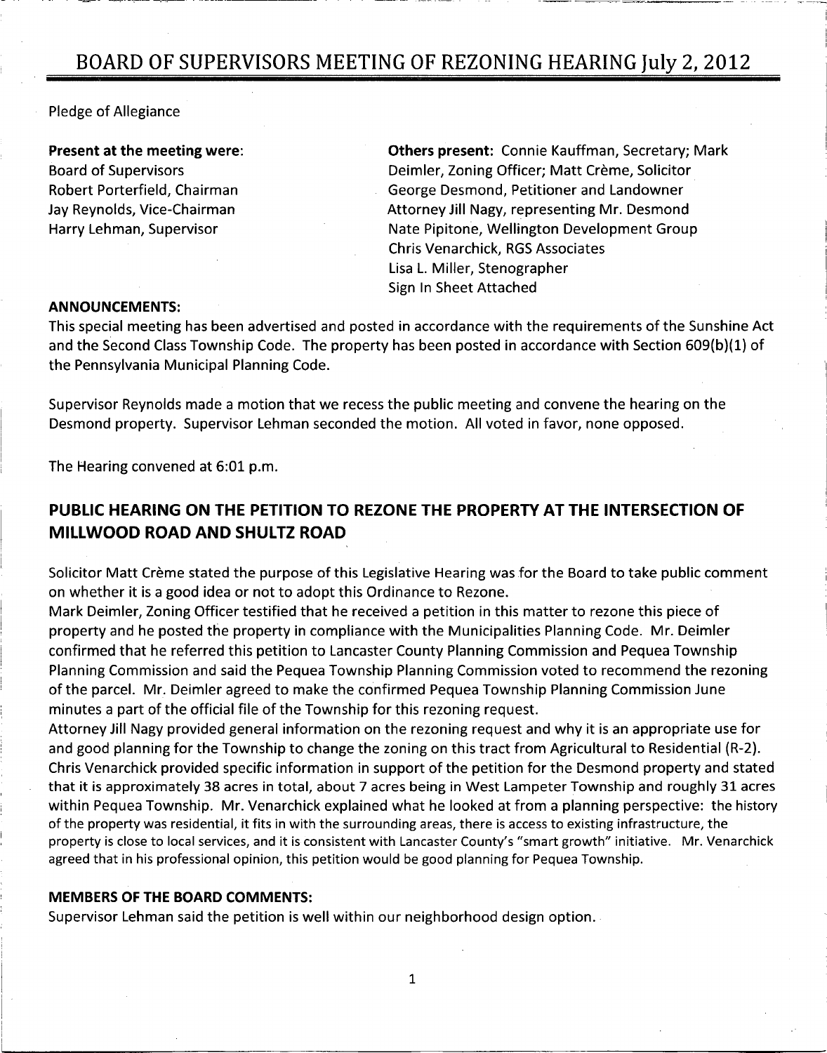# BOARD OF SUPERVISORS MEETING OF REZONING HEARING July 2, 2012

Pledge of Allegiance

**Present at the meeting were**:
Board of Supervisors
Robert Porterfield, Chairman
Jay Reynolds, Vice-Chairman
Harry Lehman, Supervisor

**Others present:** Connie Kauffman, Secretary; Mark Deimler, Zoning Officer; Matt Crème, Solicitor
George Desmond, Petitioner and Landowner
Attorney Jill Nagy, representing Mr. Desmond
Nate Pipitone, Wellington Development Group
Chris Venarchick, RGS Associates
Lisa L. Miller, Stenographer
Sign In Sheet Attached

**ANNOUNCEMENTS:**

This special meeting has been advertised and posted in accordance with the requirements of the Sunshine Act and the Second Class Township Code. The property has been posted in accordance with Section 609(b)(1) of the Pennsylvania Municipal Planning Code.

Supervisor Reynolds made a motion that we recess the public meeting and convene the hearing on the Desmond property. Supervisor Lehman seconded the motion. All voted in favor, none opposed.

The Hearing convened at 6:01 p.m.

## PUBLIC HEARING ON THE PETITION TO REZONE THE PROPERTY AT THE INTERSECTION OF MILLWOOD ROAD AND SHULTZ ROAD

Solicitor Matt Crème stated the purpose of this Legislative Hearing was for the Board to take public comment on whether it is a good idea or not to adopt this Ordinance to Rezone.

Mark Deimler, Zoning Officer testified that he received a petition in this matter to rezone this piece of property and he posted the property in compliance with the Municipalities Planning Code. Mr. Deimler confirmed that he referred this petition to Lancaster County Planning Commission and Pequea Township Planning Commission and said the Pequea Township Planning Commission voted to recommend the rezoning of the parcel. Mr. Deimler agreed to make the confirmed Pequea Township Planning Commission June minutes a part of the official file of the Township for this rezoning request.

Attorney Jill Nagy provided general information on the rezoning request and why it is an appropriate use for and good planning for the Township to change the zoning on this tract from Agricultural to Residential (R-2). Chris Venarchick provided specific information in support of the petition for the Desmond property and stated that it is approximately 38 acres in total, about 7 acres being in West Lampeter Township and roughly 31 acres within Pequea Township. Mr. Venarchick explained what he looked at from a planning perspective: the history of the property was residential, it fits in with the surrounding areas, there is access to existing infrastructure, the property is close to local services, and it is consistent with Lancaster County's "smart growth" initiative. Mr. Venarchick agreed that in his professional opinion, this petition would be good planning for Pequea Township.

**MEMBERS OF THE BOARD COMMENTS:**

Supervisor Lehman said the petition is well within our neighborhood design option.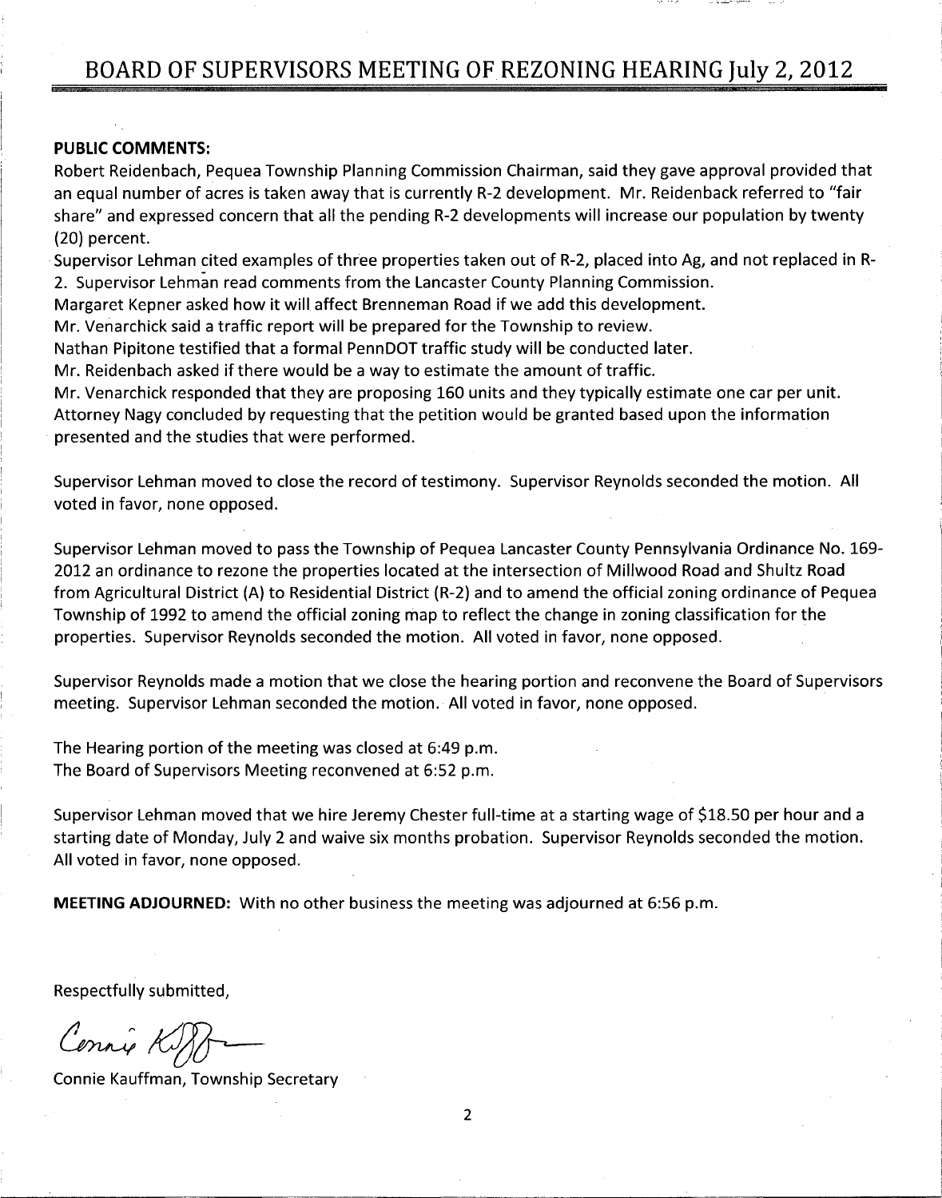**PUBLIC COMMENTS:**

Robert Reidenbach, Pequea Township Planning Commission Chairman, said they gave approval provided that an equal number of acres is taken away that is currently R-2 development. Mr. Reidenback referred to "fair share" and expressed concern that all the pending R-2 developments will increase our population by twenty (20) percent.

Supervisor Lehman cited examples of three properties taken out of R-2, placed into Ag, and not replaced in R-2. Supervisor Lehman read comments from the Lancaster County Planning Commission.

Margaret Kepner asked how it will affect Brenneman Road if we add this development.

Mr. Venarchick said a traffic report will be prepared for the Township to review.

Nathan Pipitone testified that a formal PennDOT traffic study will be conducted later.

Mr. Reidenbach asked if there would be a way to estimate the amount of traffic.

Mr. Venarchick responded that they are proposing 160 units and they typically estimate one car per unit.

Attorney Nagy concluded by requesting that the petition would be granted based upon the information presented and the studies that were performed.

Supervisor Lehman moved to close the record of testimony. Supervisor Reynolds seconded the motion. All voted in favor, none opposed.

Supervisor Lehman moved to pass the Township of Pequea Lancaster County Pennsylvania Ordinance No. 169-2012 an ordinance to rezone the properties located at the intersection of Millwood Road and Shultz Road from Agricultural District (A) to Residential District (R-2) and to amend the official zoning ordinance of Pequea Township of 1992 to amend the official zoning map to reflect the change in zoning classification for the properties. Supervisor Reynolds seconded the motion. All voted in favor, none opposed.

Supervisor Reynolds made a motion that we close the hearing portion and reconvene the Board of Supervisors meeting. Supervisor Lehman seconded the motion. All voted in favor, none opposed.

The Hearing portion of the meeting was closed at 6:49 p.m.
The Board of Supervisors Meeting reconvened at 6:52 p.m.

Supervisor Lehman moved that we hire Jeremy Chester full-time at a starting wage of $18.50 per hour and a starting date of Monday, July 2 and waive six months probation. Supervisor Reynolds seconded the motion. All voted in favor, none opposed.

**MEETING ADJOURNED:** With no other business the meeting was adjourned at 6:56 p.m.

Respectfully submitted,

Connie Kauffman

Connie Kauffman, Township Secretary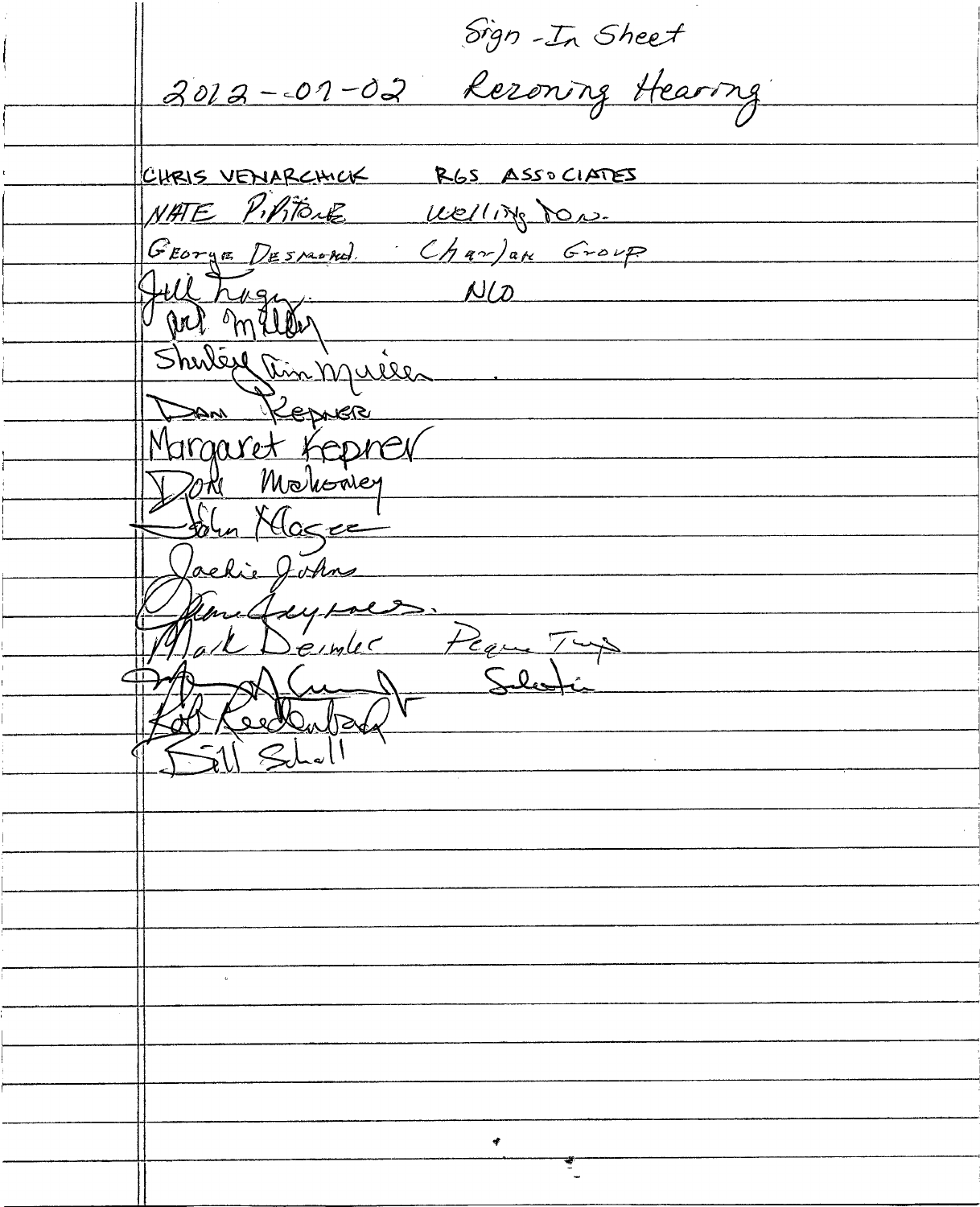# Sign-In Sheet

## 2012-07-02 Rezoning Hearing

| | |
|---|---|
| CHRIS VENARCHICK | RGS ASSOCIATES |
| NATE Pilitone | Wellington. |
| GEORGE DESMOND | Charlan Group |
| Jill Fugy | NLO |
| Joel Miller | |
| Shirley Ann Mueller | |
| Dan Kepner | |
| Margaret Kepner | |
| Don Mahoney | |
| John Klasee | |
| Jackie Johns | |
| Ann Seypoles | |
| Mark Deimler | Pequea Twp |
| | Solicitor |
| Rob Reedenbach | |
| Bill Scholl | |